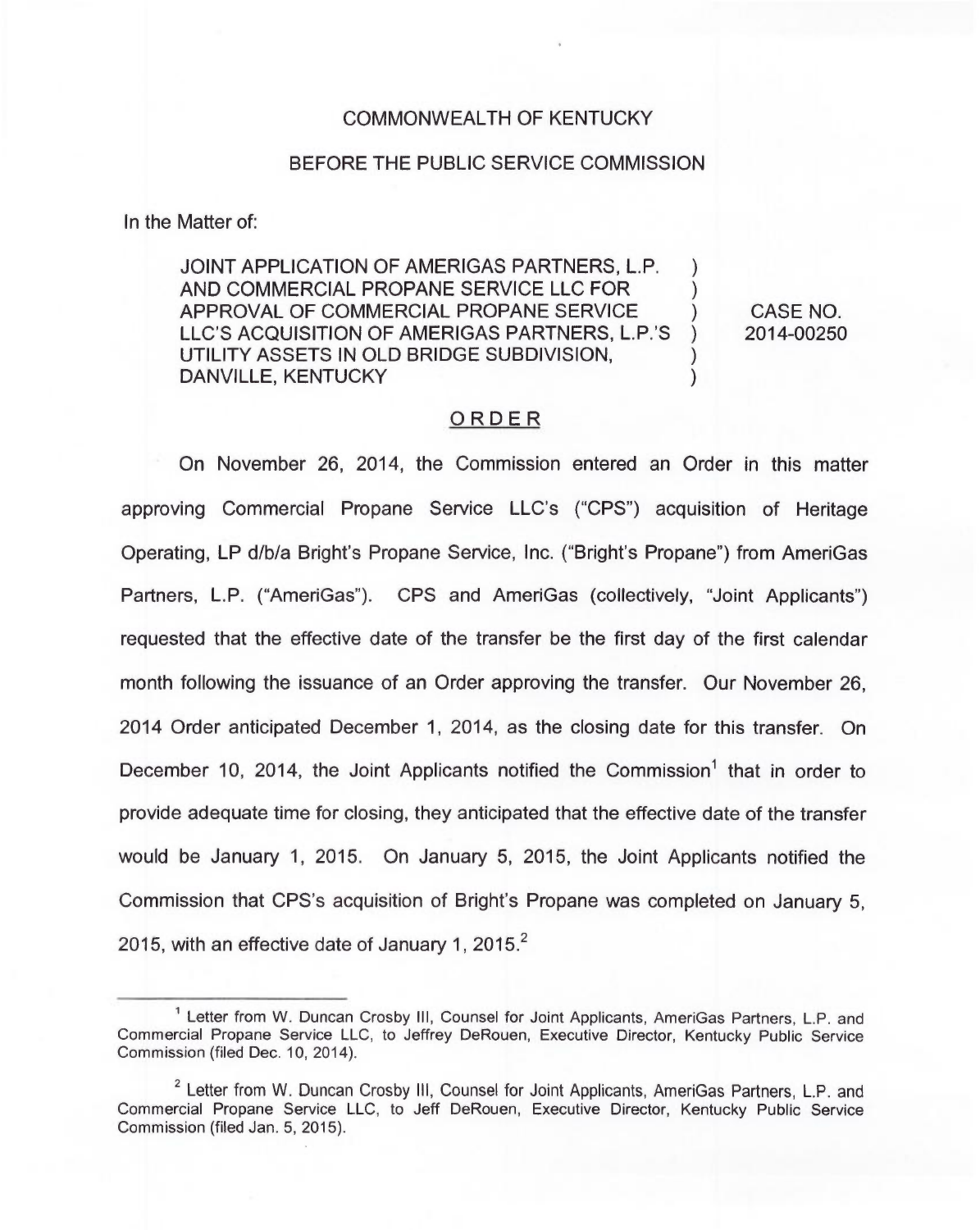COMMONWEALTH OF KENTUCKY

BEFORE THE PUBLIC SERVICE COMMISSION

In the Matter of:

| | | |
|---|---|---|
| JOINT APPLICATION OF AMERIGAS PARTNERS, L.P. AND COMMERCIAL PROPANE SERVICE LLC FOR APPROVAL OF COMMERCIAL PROPANE SERVICE LLC'S ACQUISITION OF AMERIGAS PARTNERS, L.P.'S UTILITY ASSETS IN OLD BRIDGE SUBDIVISION, DANVILLE, KENTUCKY | ) ) ) ) ) ) | CASE NO. 2014-00250 |

## ORDER

On November 26, 2014, the Commission entered an Order in this matter approving Commercial Propane Service LLC's ("CPS") acquisition of Heritage Operating, LP d/b/a Bright's Propane Service, Inc. ("Bright's Propane") from AmeriGas Partners, L.P. ("AmeriGas"). CPS and AmeriGas (collectively, "Joint Applicants") requested that the effective date of the transfer be the first day of the first calendar month following the issuance of an Order approving the transfer. Our November 26, 2014 Order anticipated December 1, 2014, as the closing date for this transfer. On December 10, 2014, the Joint Applicants notified the Commission[1] that in order to provide adequate time for closing, they anticipated that the effective date of the transfer would be January 1, 2015. On January 5, 2015, the Joint Applicants notified the Commission that CPS's acquisition of Bright's Propane was completed on January 5, 2015, with an effective date of January 1, 2015.[2]

---

[1] Letter from W. Duncan Crosby III, Counsel for Joint Applicants, AmeriGas Partners, L.P. and Commercial Propane Service LLC, to Jeffrey DeRouen, Executive Director, Kentucky Public Service Commission (filed Dec. 10, 2014).

[2] Letter from W. Duncan Crosby III, Counsel for Joint Applicants, AmeriGas Partners, L.P. and Commercial Propane Service LLC, to Jeff DeRouen, Executive Director, Kentucky Public Service Commission (filed Jan. 5, 2015).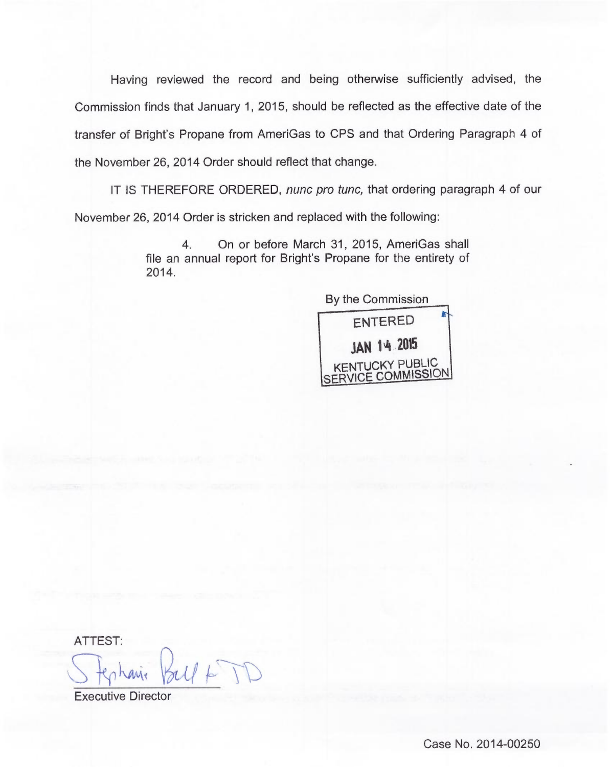Having reviewed the record and being otherwise sufficiently advised, the Commission finds that January 1, 2015, should be reflected as the effective date of the transfer of Bright's Propane from AmeriGas to CPS and that Ordering Paragraph 4 of the November 26, 2014 Order should reflect that change.

IT IS THEREFORE ORDERED, *nunc pro tunc,* that ordering paragraph 4 of our November 26, 2014 Order is stricken and replaced with the following:

> 4. On or before March 31, 2015, AmeriGas shall file an annual report for Bright's Propane for the entirety of 2014.

By the Commission

ENTERED
JAN 14 2015
KENTUCKY PUBLIC SERVICE COMMISSION

ATTEST:

Executive Director

Case No. 2014-00250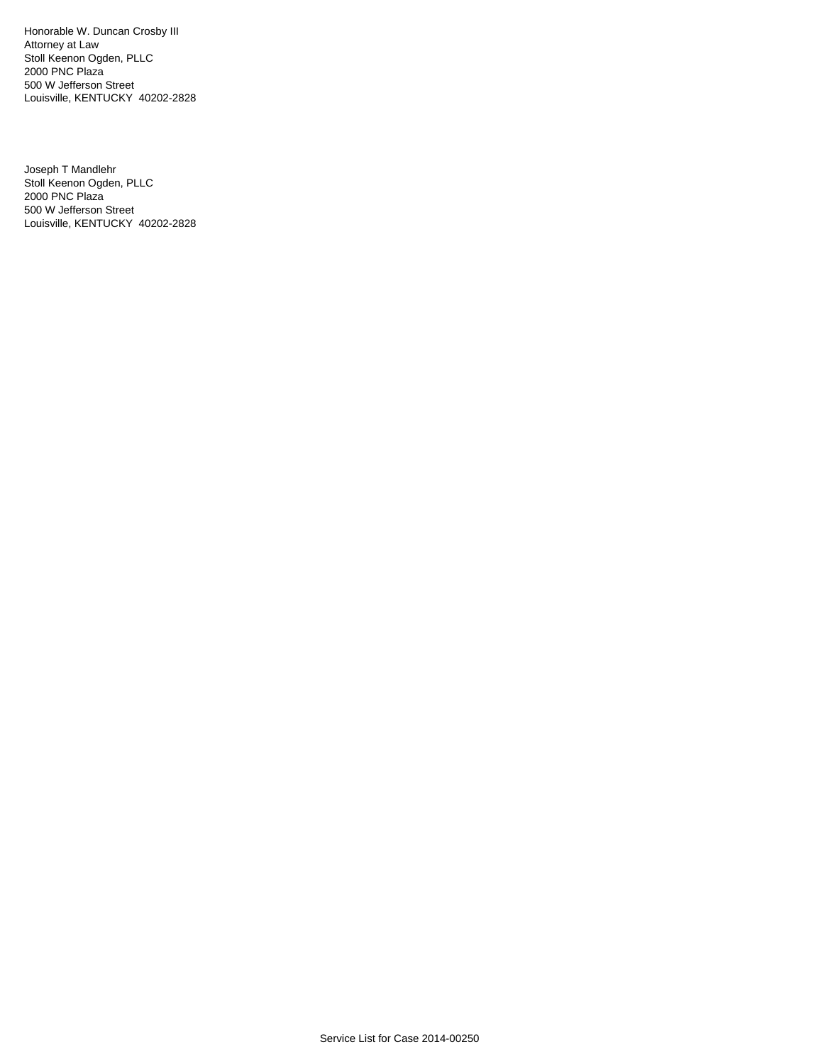Honorable W. Duncan Crosby III
Attorney at Law
Stoll Keenon Ogden, PLLC
2000 PNC Plaza
500 W Jefferson Street
Louisville, KENTUCKY 40202-2828

Joseph T Mandlehr
Stoll Keenon Ogden, PLLC
2000 PNC Plaza
500 W Jefferson Street
Louisville, KENTUCKY 40202-2828